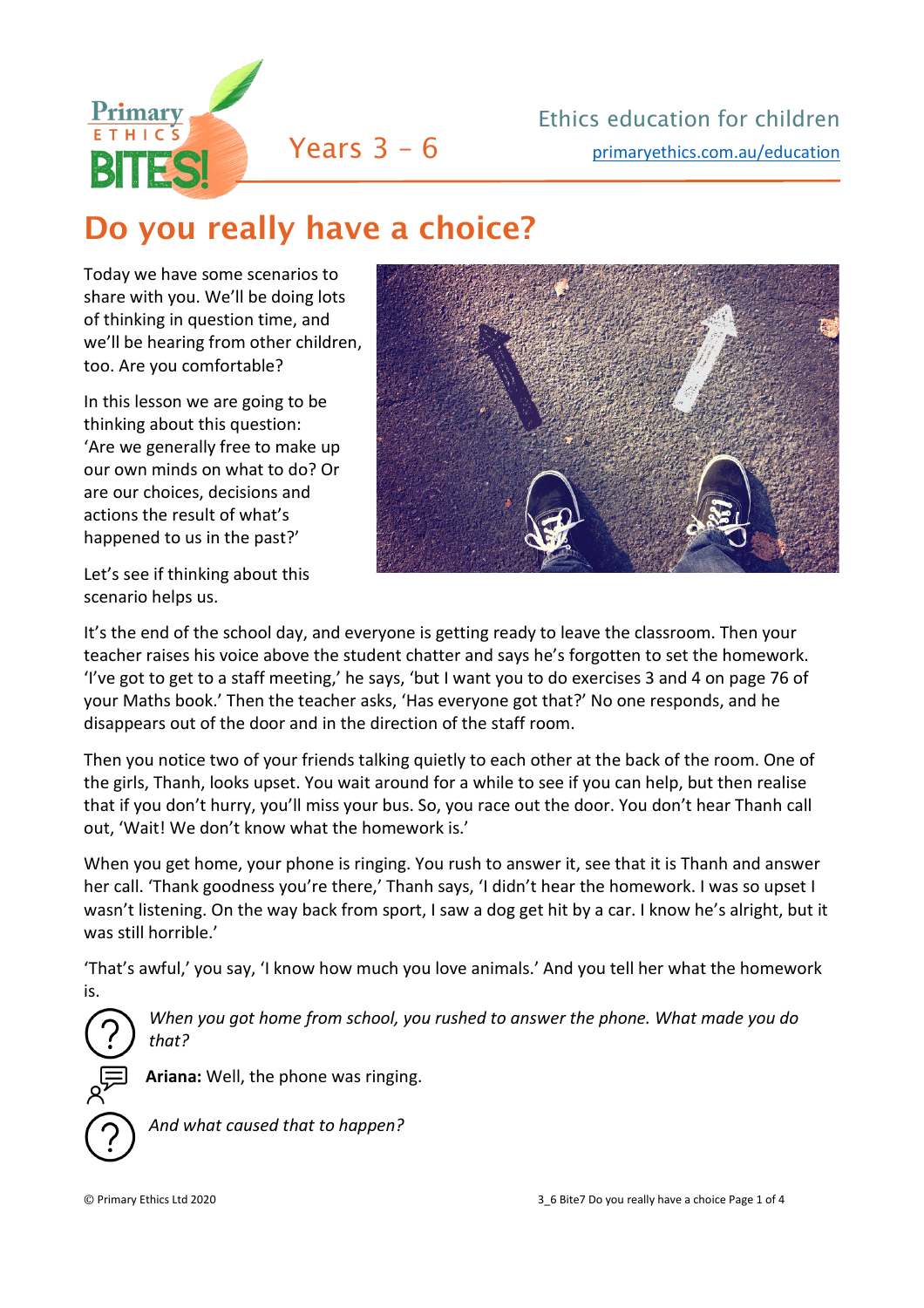Ethics education for children

primaryethics.com.au/education

Years 3 – 6

# Do you really have a choice?

Today we have some scenarios to share with you. We'll be doing lots of thinking in question time, and we'll be hearing from other children, too. Are you comfortable?

In this lesson we are going to be thinking about this question: 'Are we generally free to make up our own minds on what to do? Or are our choices, decisions and actions the result of what's happened to us in the past?'

Let's see if thinking about this scenario helps us.

It's the end of the school day, and everyone is getting ready to leave the classroom. Then your teacher raises his voice above the student chatter and says he's forgotten to set the homework. 'I've got to get to a staff meeting,' he says, 'but I want you to do exercises 3 and 4 on page 76 of your Maths book.' Then the teacher asks, 'Has everyone got that?' No one responds, and he disappears out of the door and in the direction of the staff room.

Then you notice two of your friends talking quietly to each other at the back of the room. One of the girls, Thanh, looks upset. You wait around for a while to see if you can help, but then realise that if you don't hurry, you'll miss your bus. So, you race out the door. You don't hear Thanh call out, 'Wait! We don't know what the homework is.'

When you get home, your phone is ringing. You rush to answer it, see that it is Thanh and answer her call. 'Thank goodness you're there,' Thanh says, 'I didn't hear the homework. I was so upset I wasn't listening. On the way back from sport, I saw a dog get hit by a car. I know he's alright, but it was still horrible.'

'That's awful,' you say, 'I know how much you love animals.' And you tell her what the homework is.

*When you got home from school, you rushed to answer the phone. What made you do that?*

**Ariana:** Well, the phone was ringing.

*And what caused that to happen?*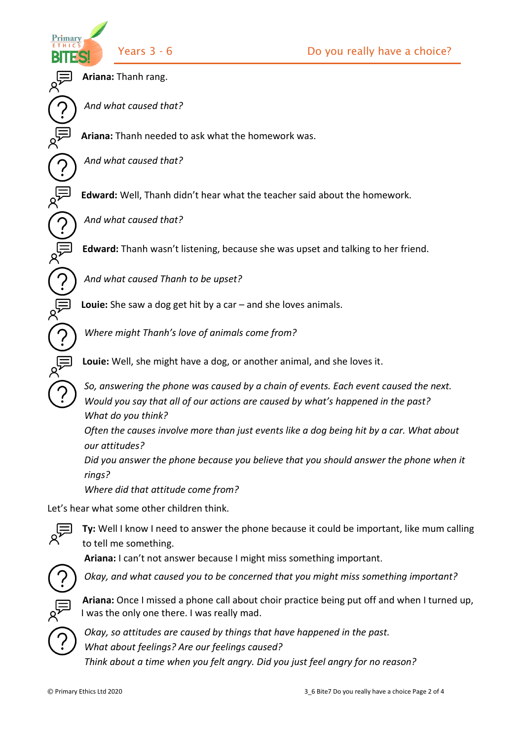**Ariana:** Thanh rang.

*And what caused that?*

**Ariana:** Thanh needed to ask what the homework was.

*And what caused that?*

**Edward:** Well, Thanh didn't hear what the teacher said about the homework.

*And what caused that?*

**Edward:** Thanh wasn't listening, because she was upset and talking to her friend.

*And what caused Thanh to be upset?*

**Louie:** She saw a dog get hit by a car – and she loves animals.

*Where might Thanh's love of animals come from?*

**Louie:** Well, she might have a dog, or another animal, and she loves it.

*So, answering the phone was caused by a chain of events. Each event caused the next.*
*Would you say that all of our actions are caused by what's happened in the past?*
*What do you think?*
*Often the causes involve more than just events like a dog being hit by a car. What about our attitudes?*
*Did you answer the phone because you believe that you should answer the phone when it rings?*
*Where did that attitude come from?*

Let's hear what some other children think.

**Ty:** Well I know I need to answer the phone because it could be important, like mum calling to tell me something.
**Ariana:** I can't not answer because I might miss something important.

*Okay, and what caused you to be concerned that you might miss something important?*

**Ariana:** Once I missed a phone call about choir practice being put off and when I turned up, I was the only one there. I was really mad.

*Okay, so attitudes are caused by things that have happened in the past.*
*What about feelings? Are our feelings caused?*
*Think about a time when you felt angry. Did you just feel angry for no reason?*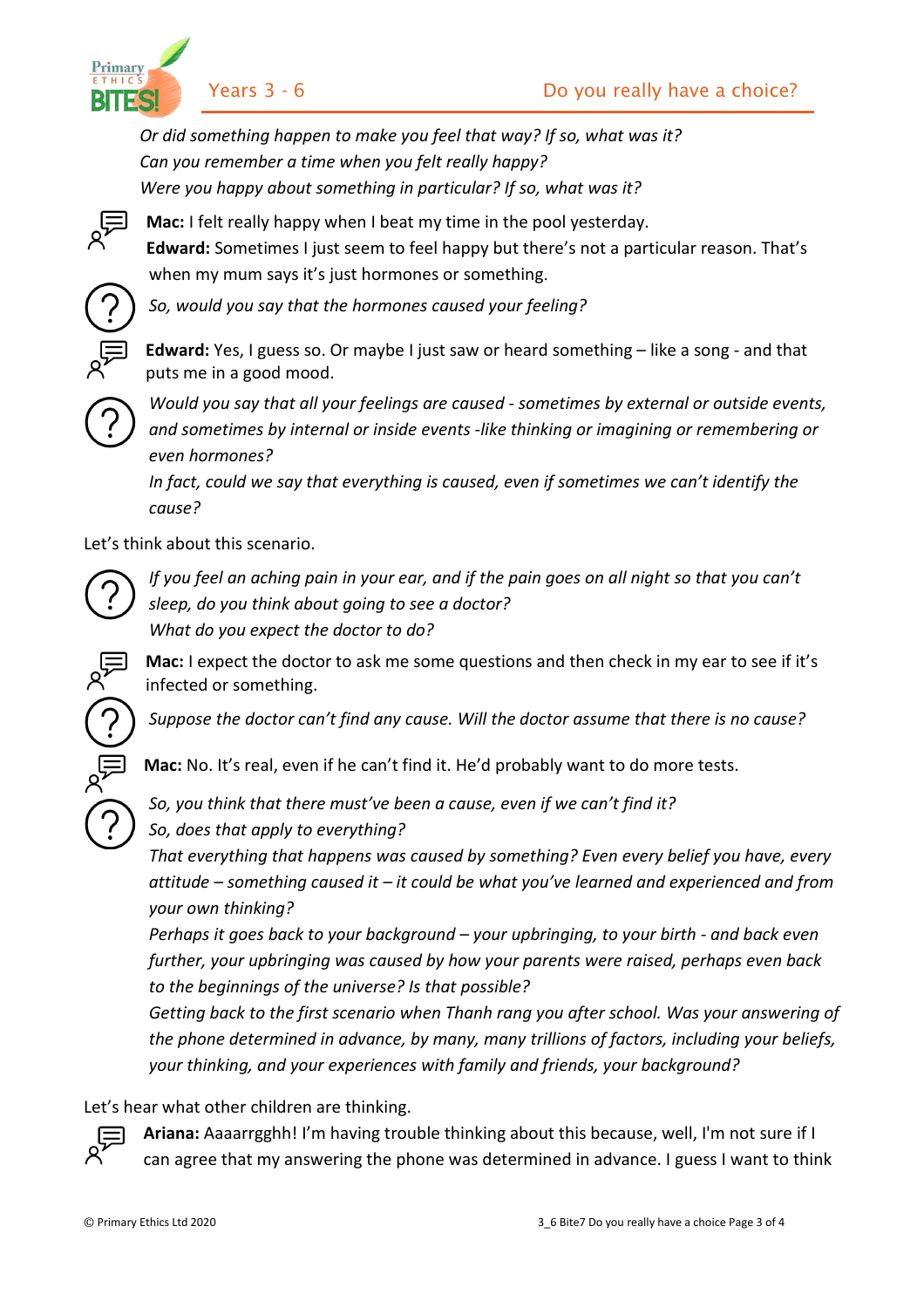*Or did something happen to make you feel that way? If so, what was it?*
*Can you remember a time when you felt really happy?*
*Were you happy about something in particular? If so, what was it?*

**Mac:** I felt really happy when I beat my time in the pool yesterday.
**Edward:** Sometimes I just seem to feel happy but there's not a particular reason. That's when my mum says it's just hormones or something.

*So, would you say that the hormones caused your feeling?*

**Edward:** Yes, I guess so. Or maybe I just saw or heard something – like a song - and that puts me in a good mood.

*Would you say that all your feelings are caused - sometimes by external or outside events, and sometimes by internal or inside events -like thinking or imagining or remembering or even hormones?*
*In fact, could we say that everything is caused, even if sometimes we can't identify the cause?*

Let's think about this scenario.

*If you feel an aching pain in your ear, and if the pain goes on all night so that you can't sleep, do you think about going to see a doctor?*
*What do you expect the doctor to do?*

**Mac:** I expect the doctor to ask me some questions and then check in my ear to see if it's infected or something.

*Suppose the doctor can't find any cause. Will the doctor assume that there is no cause?*

**Mac:** No. It's real, even if he can't find it. He'd probably want to do more tests.

*So, you think that there must've been a cause, even if we can't find it?*
*So, does that apply to everything?*
*That everything that happens was caused by something? Even every belief you have, every attitude – something caused it – it could be what you've learned and experienced and from your own thinking?*
*Perhaps it goes back to your background – your upbringing, to your birth - and back even further, your upbringing was caused by how your parents were raised, perhaps even back to the beginnings of the universe? Is that possible?*
*Getting back to the first scenario when Thanh rang you after school. Was your answering of the phone determined in advance, by many, many trillions of factors, including your beliefs, your thinking, and your experiences with family and friends, your background?*

Let's hear what other children are thinking.

**Ariana:** Aaaarrgghh! I'm having trouble thinking about this because, well, I'm not sure if I can agree that my answering the phone was determined in advance. I guess I want to think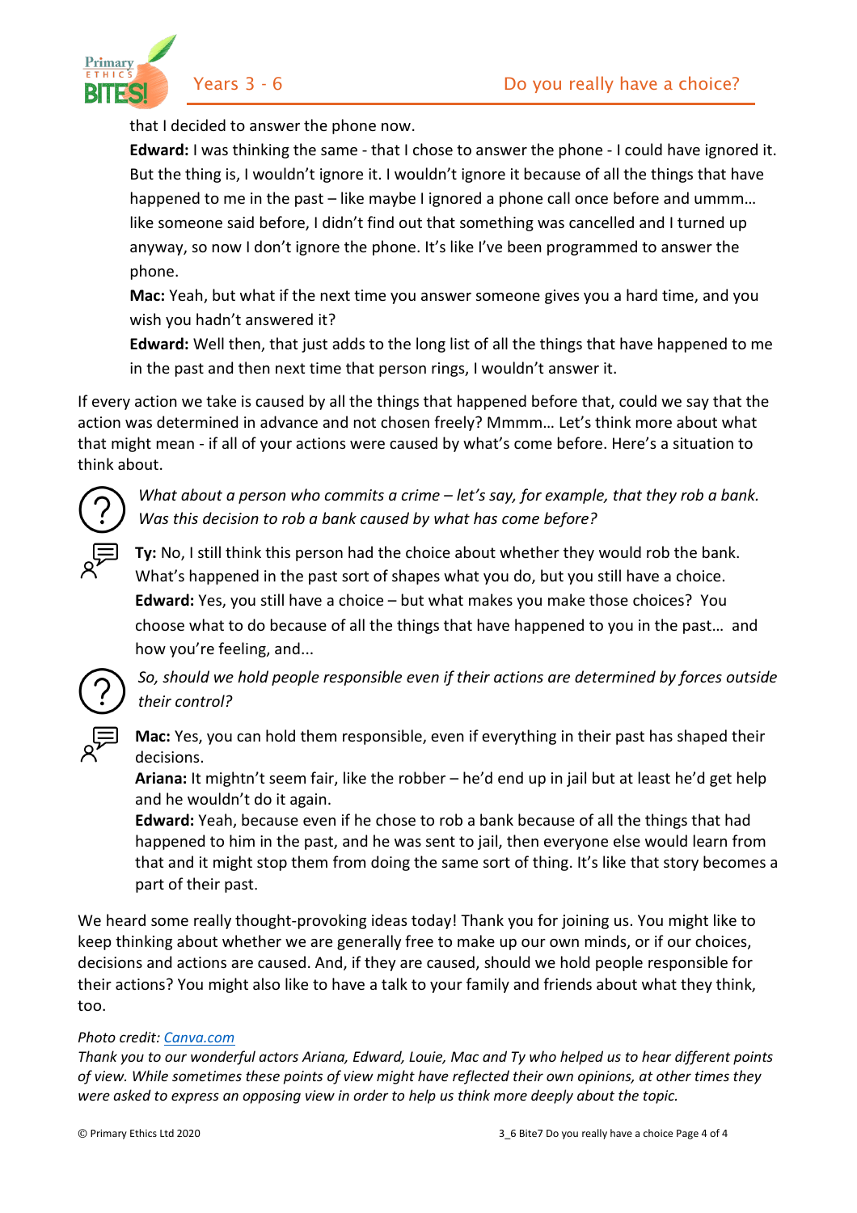that I decided to answer the phone now.

**Edward:** I was thinking the same - that I chose to answer the phone - I could have ignored it. But the thing is, I wouldn't ignore it. I wouldn't ignore it because of all the things that have happened to me in the past – like maybe I ignored a phone call once before and ummm… like someone said before, I didn't find out that something was cancelled and I turned up anyway, so now I don't ignore the phone. It's like I've been programmed to answer the phone.

**Mac:** Yeah, but what if the next time you answer someone gives you a hard time, and you wish you hadn't answered it?

**Edward:** Well then, that just adds to the long list of all the things that have happened to me in the past and then next time that person rings, I wouldn't answer it.

If every action we take is caused by all the things that happened before that, could we say that the action was determined in advance and not chosen freely? Mmmm… Let's think more about what that might mean - if all of your actions were caused by what's come before. Here's a situation to think about.

*What about a person who commits a crime – let's say, for example, that they rob a bank. Was this decision to rob a bank caused by what has come before?*

**Ty:** No, I still think this person had the choice about whether they would rob the bank. What's happened in the past sort of shapes what you do, but you still have a choice.

**Edward:** Yes, you still have a choice – but what makes you make those choices? You choose what to do because of all the things that have happened to you in the past… and how you're feeling, and...

*So, should we hold people responsible even if their actions are determined by forces outside their control?*

**Mac:** Yes, you can hold them responsible, even if everything in their past has shaped their decisions.

**Ariana:** It mightn't seem fair, like the robber – he'd end up in jail but at least he'd get help and he wouldn't do it again.

**Edward:** Yeah, because even if he chose to rob a bank because of all the things that had happened to him in the past, and he was sent to jail, then everyone else would learn from that and it might stop them from doing the same sort of thing. It's like that story becomes a part of their past.

We heard some really thought-provoking ideas today! Thank you for joining us. You might like to keep thinking about whether we are generally free to make up our own minds, or if our choices, decisions and actions are caused. And, if they are caused, should we hold people responsible for their actions? You might also like to have a talk to your family and friends about what they think, too.

*Photo credit: [Canva.com](Canva.com)*

*Thank you to our wonderful actors Ariana, Edward, Louie, Mac and Ty who helped us to hear different points of view. While sometimes these points of view might have reflected their own opinions, at other times they were asked to express an opposing view in order to help us think more deeply about the topic.*

© Primary Ethics Ltd 2020